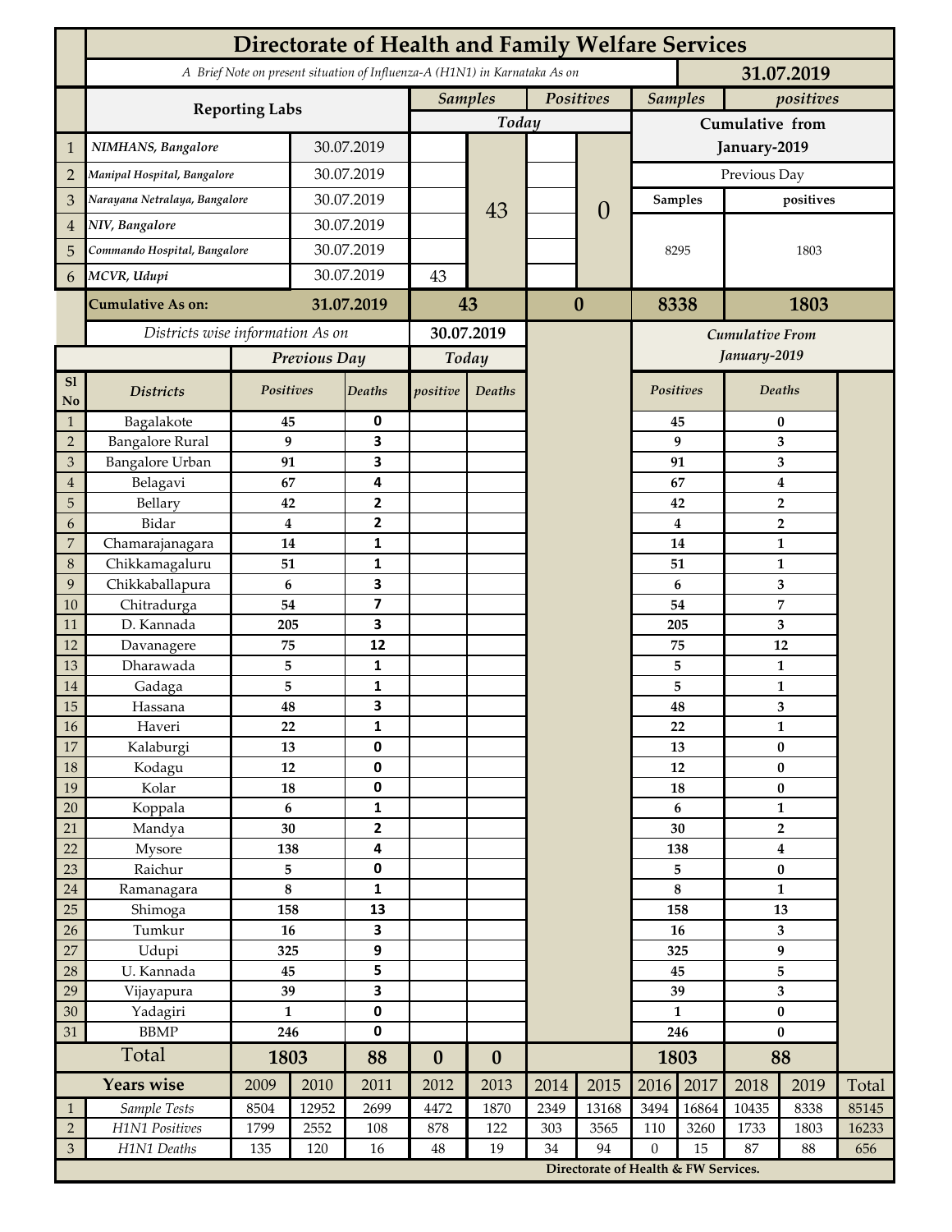# Directorate of Health and Family Welfare Services

*A Brief Note on present situation of Influenza-A (H1N1) in Karnataka As on* **31.07.2019**

| | Reporting Labs | | Samples (Today) | | Positives (Today) | | Samples (Cumulative from January-2019) | positives (Cumulative from January-2019) |
|---|---|---|---|---|---|---|---|---|
| 1 | NIMHANS, Bangalore | 30.07.2019 | | 43 | | 0 | Previous Day | |
| 2 | Manipal Hospital, Bangalore | 30.07.2019 | | | | | Samples | positives |
| 3 | Narayana Netralaya, Bangalore | 30.07.2019 | | | | | 8295 | 1803 |
| 4 | NIV, Bangalore | 30.07.2019 | | | | | | |
| 5 | Commando Hospital, Bangalore | 30.07.2019 | | | | | | |
| 6 | MCVR, Udupi | 30.07.2019 | 43 | | | | | |
| | **Cumulative As on:** | **31.07.2019** | **43** | | **0** | | **8338** | **1803** |

*Districts wise information As on* **30.07.2019**

| Sl No | Districts | Previous Day Positives | Previous Day Deaths | Today positive | Today Deaths | Cumulative From January-2019 Positives | Cumulative From January-2019 Deaths |
|---|---|---|---|---|---|---|---|
| 1 | Bagalakote | 45 | 0 | | | 45 | 0 |
| 2 | Bangalore Rural | 9 | 3 | | | 9 | 3 |
| 3 | Bangalore Urban | 91 | 3 | | | 91 | 3 |
| 4 | Belagavi | 67 | 4 | | | 67 | 4 |
| 5 | Bellary | 42 | 2 | | | 42 | 2 |
| 6 | Bidar | 4 | 2 | | | 4 | 2 |
| 7 | Chamarajanagara | 14 | 1 | | | 14 | 1 |
| 8 | Chikkamagaluru | 51 | 1 | | | 51 | 1 |
| 9 | Chikkaballapura | 6 | 3 | | | 6 | 3 |
| 10 | Chitradurga | 54 | 7 | | | 54 | 7 |
| 11 | D. Kannada | 205 | 3 | | | 205 | 3 |
| 12 | Davanagere | 75 | 12 | | | 75 | 12 |
| 13 | Dharawada | 5 | 1 | | | 5 | 1 |
| 14 | Gadaga | 5 | 1 | | | 5 | 1 |
| 15 | Hassana | 48 | 3 | | | 48 | 3 |
| 16 | Haveri | 22 | 1 | | | 22 | 1 |
| 17 | Kalaburgi | 13 | 0 | | | 13 | 0 |
| 18 | Kodagu | 12 | 0 | | | 12 | 0 |
| 19 | Kolar | 18 | 0 | | | 18 | 0 |
| 20 | Koppala | 6 | 1 | | | 6 | 1 |
| 21 | Mandya | 30 | 2 | | | 30 | 2 |
| 22 | Mysore | 138 | 4 | | | 138 | 4 |
| 23 | Raichur | 5 | 0 | | | 5 | 0 |
| 24 | Ramanagara | 8 | 1 | | | 8 | 1 |
| 25 | Shimoga | 158 | 13 | | | 158 | 13 |
| 26 | Tumkur | 16 | 3 | | | 16 | 3 |
| 27 | Udupi | 325 | 9 | | | 325 | 9 |
| 28 | U. Kannada | 45 | 5 | | | 45 | 5 |
| 29 | Vijayapura | 39 | 3 | | | 39 | 3 |
| 30 | Yadagiri | 1 | 0 | | | 1 | 0 |
| 31 | BBMP | 246 | 0 | | | 246 | 0 |
| | **Total** | **1803** | **88** | **0** | **0** | **1803** | **88** |

| | Years wise | 2009 | 2010 | 2011 | 2012 | 2013 | 2014 | 2015 | 2016 | 2017 | 2018 | 2019 | Total |
|---|---|---|---|---|---|---|---|---|---|---|---|---|---|
| 1 | *Sample Tests* | 8504 | 12952 | 2699 | 4472 | 1870 | 2349 | 13168 | 3494 | 16864 | 10435 | 8338 | 85145 |
| 2 | *H1N1 Positives* | 1799 | 2552 | 108 | 878 | 122 | 303 | 3565 | 110 | 3260 | 1733 | 1803 | 16233 |
| 3 | *H1N1 Deaths* | 135 | 120 | 16 | 48 | 19 | 34 | 94 | 0 | 15 | 87 | 88 | 656 |

**Directorate of Health & FW Services.**